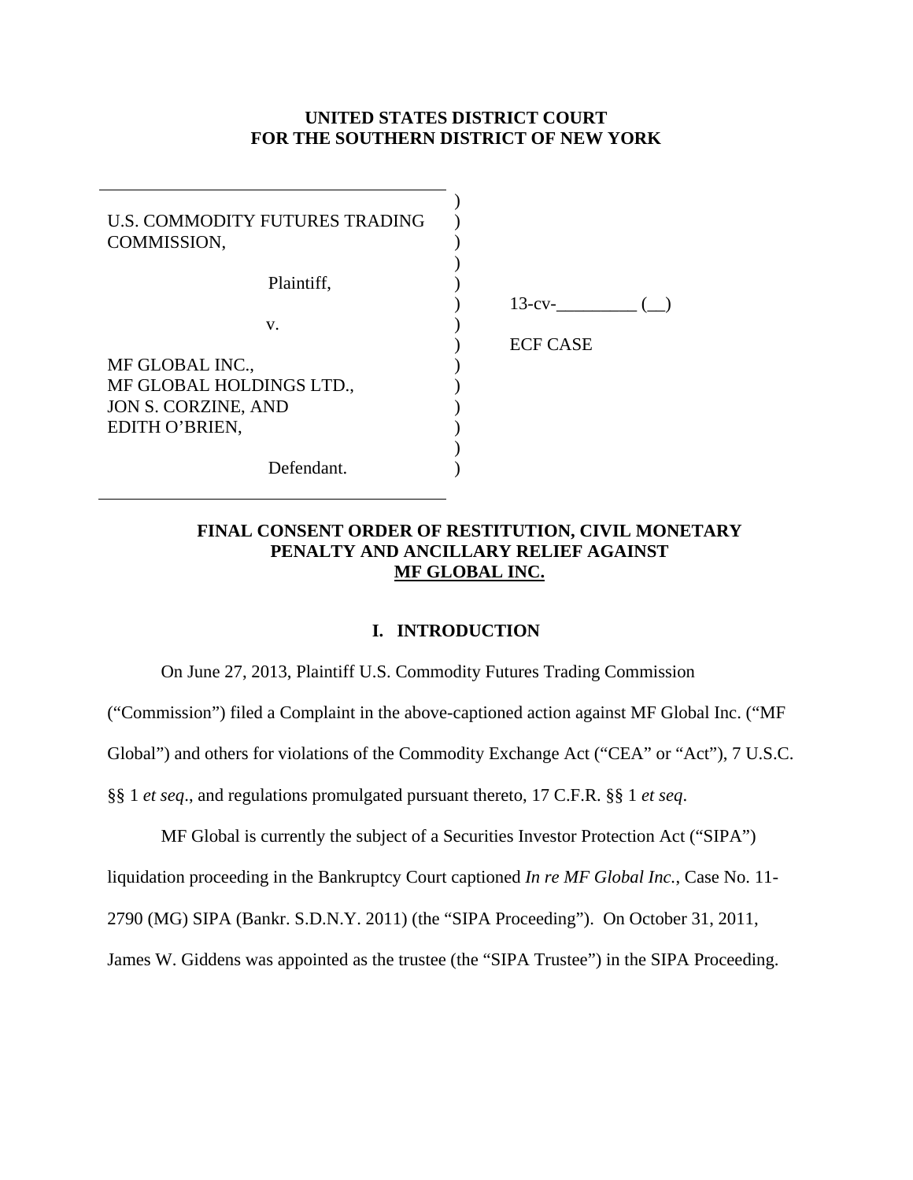**UNITED STATES DISTRICT COURT**
**FOR THE SOUTHERN DISTRICT OF NEW YORK**

| | |
|---|---|
| U.S. COMMODITY FUTURES TRADING COMMISSION,<br><br>Plaintiff,<br><br>v.<br><br>MF GLOBAL INC.,<br>MF GLOBAL HOLDINGS LTD.,<br>JON S. CORZINE, AND<br>EDITH O'BRIEN,<br><br>Defendant. | 13-cv-_________ (__)<br><br>ECF CASE |

**FINAL CONSENT ORDER OF RESTITUTION, CIVIL MONETARY PENALTY AND ANCILLARY RELIEF AGAINST <u>MF GLOBAL INC.</u>**

## I. INTRODUCTION

On June 27, 2013, Plaintiff U.S. Commodity Futures Trading Commission ("Commission") filed a Complaint in the above-captioned action against MF Global Inc. ("MF Global") and others for violations of the Commodity Exchange Act ("CEA" or "Act"), 7 U.S.C. §§ 1 *et seq*., and regulations promulgated pursuant thereto, 17 C.F.R. §§ 1 *et seq*.

MF Global is currently the subject of a Securities Investor Protection Act ("SIPA") liquidation proceeding in the Bankruptcy Court captioned *In re MF Global Inc.*, Case No. 11-2790 (MG) SIPA (Bankr. S.D.N.Y. 2011) (the "SIPA Proceeding"). On October 31, 2011, James W. Giddens was appointed as the trustee (the "SIPA Trustee") in the SIPA Proceeding.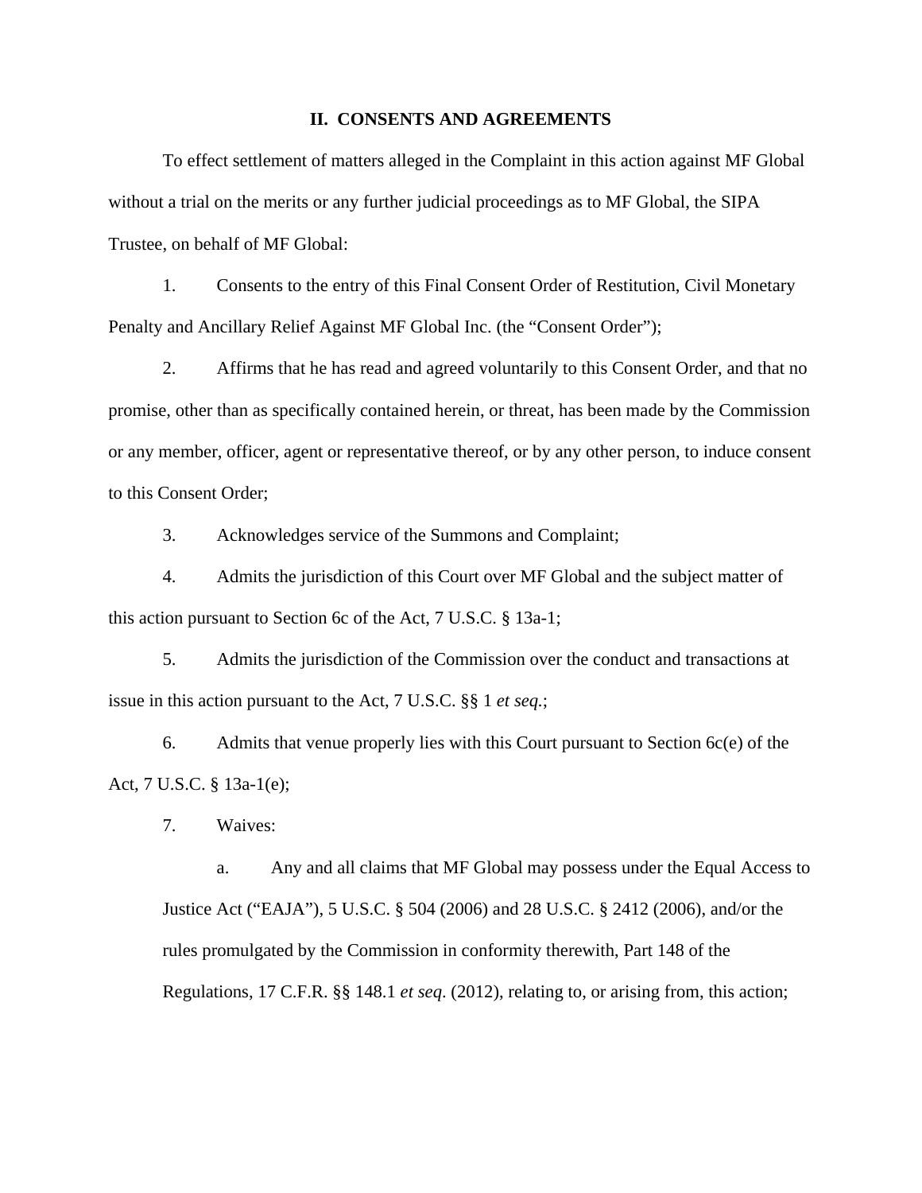## II. CONSENTS AND AGREEMENTS

To effect settlement of matters alleged in the Complaint in this action against MF Global without a trial on the merits or any further judicial proceedings as to MF Global, the SIPA Trustee, on behalf of MF Global:

1. Consents to the entry of this Final Consent Order of Restitution, Civil Monetary Penalty and Ancillary Relief Against MF Global Inc. (the "Consent Order");

2. Affirms that he has read and agreed voluntarily to this Consent Order, and that no promise, other than as specifically contained herein, or threat, has been made by the Commission or any member, officer, agent or representative thereof, or by any other person, to induce consent to this Consent Order;

3. Acknowledges service of the Summons and Complaint;

4. Admits the jurisdiction of this Court over MF Global and the subject matter of this action pursuant to Section 6c of the Act, 7 U.S.C. § 13a-1;

5. Admits the jurisdiction of the Commission over the conduct and transactions at issue in this action pursuant to the Act, 7 U.S.C. §§ 1 *et seq.*;

6. Admits that venue properly lies with this Court pursuant to Section 6c(e) of the Act, 7 U.S.C. § 13a-1(e);

7. Waives:

   a. Any and all claims that MF Global may possess under the Equal Access to Justice Act ("EAJA"), 5 U.S.C. § 504 (2006) and 28 U.S.C. § 2412 (2006), and/or the rules promulgated by the Commission in conformity therewith, Part 148 of the Regulations, 17 C.F.R. §§ 148.1 *et seq*. (2012), relating to, or arising from, this action;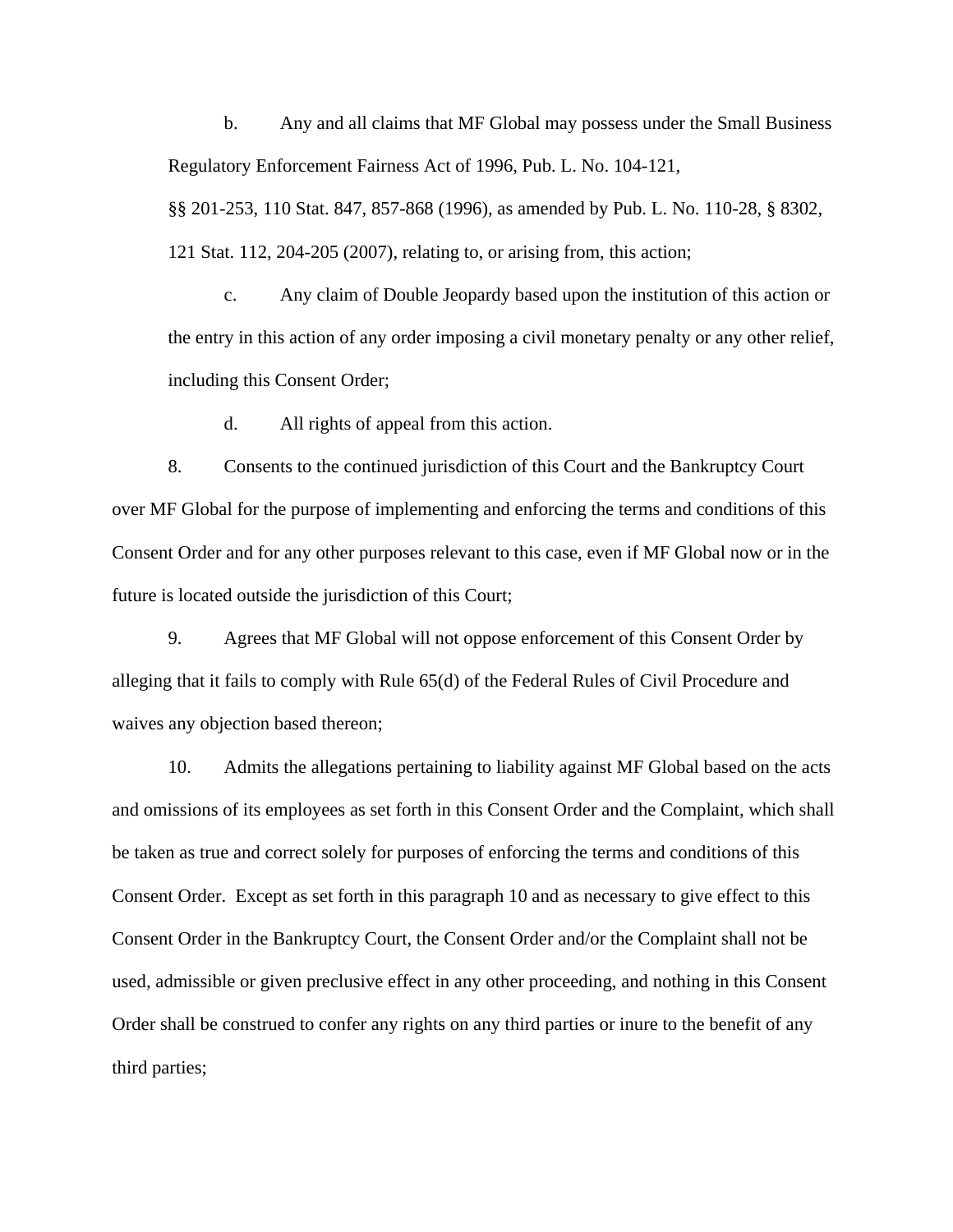b. Any and all claims that MF Global may possess under the Small Business Regulatory Enforcement Fairness Act of 1996, Pub. L. No. 104-121, §§ 201-253, 110 Stat. 847, 857-868 (1996), as amended by Pub. L. No. 110-28, § 8302, 121 Stat. 112, 204-205 (2007), relating to, or arising from, this action;

c. Any claim of Double Jeopardy based upon the institution of this action or the entry in this action of any order imposing a civil monetary penalty or any other relief, including this Consent Order;

d. All rights of appeal from this action.

8. Consents to the continued jurisdiction of this Court and the Bankruptcy Court over MF Global for the purpose of implementing and enforcing the terms and conditions of this Consent Order and for any other purposes relevant to this case, even if MF Global now or in the future is located outside the jurisdiction of this Court;

9. Agrees that MF Global will not oppose enforcement of this Consent Order by alleging that it fails to comply with Rule 65(d) of the Federal Rules of Civil Procedure and waives any objection based thereon;

10. Admits the allegations pertaining to liability against MF Global based on the acts and omissions of its employees as set forth in this Consent Order and the Complaint, which shall be taken as true and correct solely for purposes of enforcing the terms and conditions of this Consent Order. Except as set forth in this paragraph 10 and as necessary to give effect to this Consent Order in the Bankruptcy Court, the Consent Order and/or the Complaint shall not be used, admissible or given preclusive effect in any other proceeding, and nothing in this Consent Order shall be construed to confer any rights on any third parties or inure to the benefit of any third parties;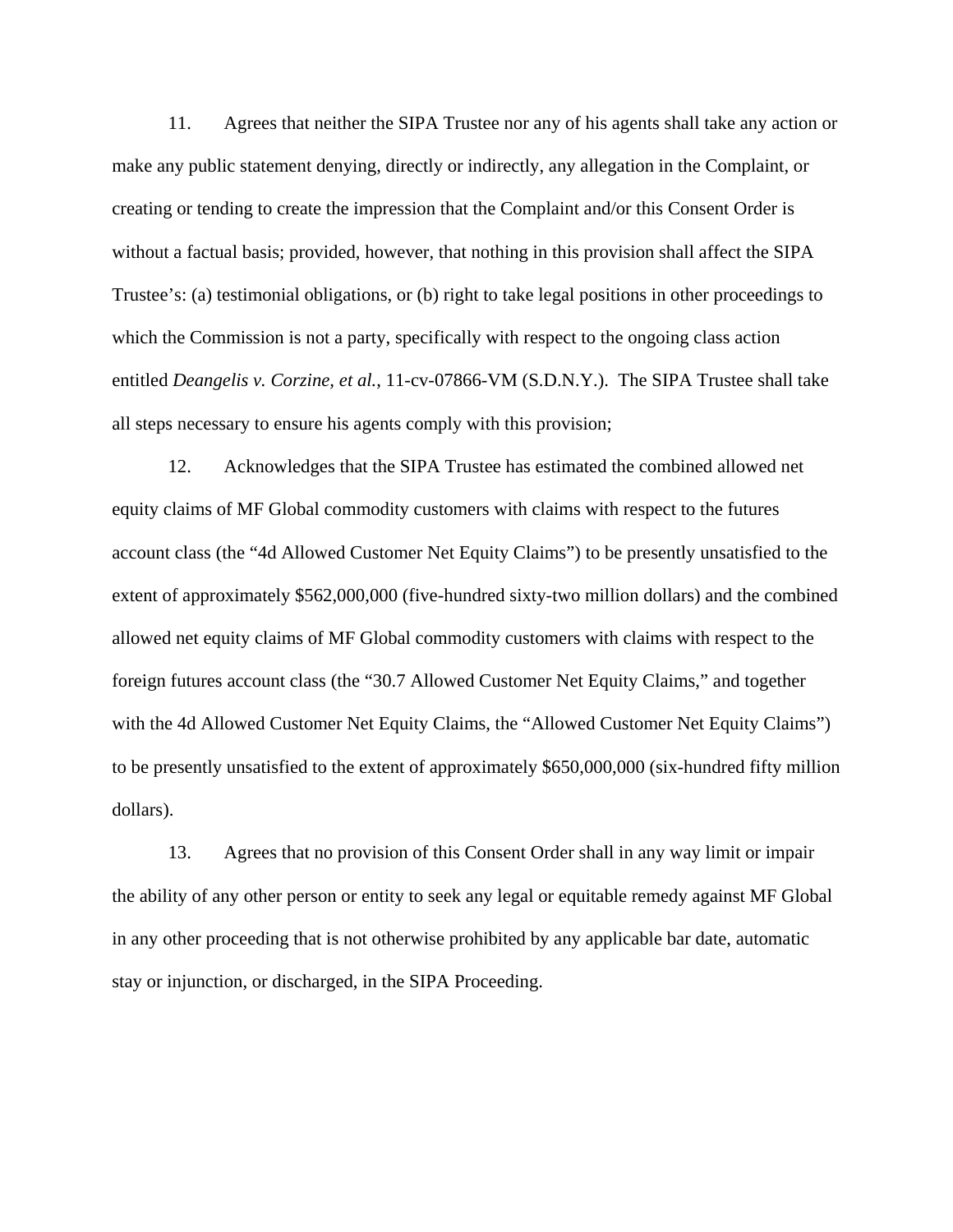11. Agrees that neither the SIPA Trustee nor any of his agents shall take any action or make any public statement denying, directly or indirectly, any allegation in the Complaint, or creating or tending to create the impression that the Complaint and/or this Consent Order is without a factual basis; provided, however, that nothing in this provision shall affect the SIPA Trustee's: (a) testimonial obligations, or (b) right to take legal positions in other proceedings to which the Commission is not a party, specifically with respect to the ongoing class action entitled *Deangelis v. Corzine, et al.*, 11-cv-07866-VM (S.D.N.Y.). The SIPA Trustee shall take all steps necessary to ensure his agents comply with this provision;

12. Acknowledges that the SIPA Trustee has estimated the combined allowed net equity claims of MF Global commodity customers with claims with respect to the futures account class (the "4d Allowed Customer Net Equity Claims") to be presently unsatisfied to the extent of approximately $562,000,000 (five-hundred sixty-two million dollars) and the combined allowed net equity claims of MF Global commodity customers with claims with respect to the foreign futures account class (the "30.7 Allowed Customer Net Equity Claims," and together with the 4d Allowed Customer Net Equity Claims, the "Allowed Customer Net Equity Claims") to be presently unsatisfied to the extent of approximately $650,000,000 (six-hundred fifty million dollars).

13. Agrees that no provision of this Consent Order shall in any way limit or impair the ability of any other person or entity to seek any legal or equitable remedy against MF Global in any other proceeding that is not otherwise prohibited by any applicable bar date, automatic stay or injunction, or discharged, in the SIPA Proceeding.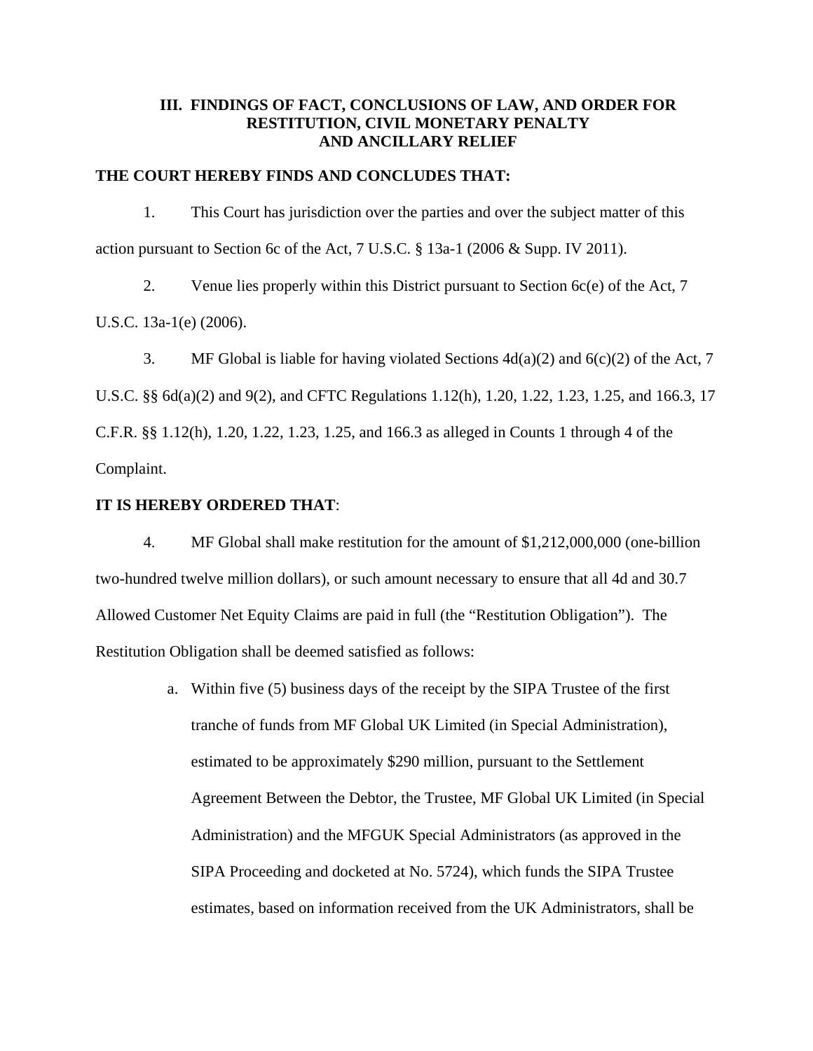## III. FINDINGS OF FACT, CONCLUSIONS OF LAW, AND ORDER FOR RESTITUTION, CIVIL MONETARY PENALTY AND ANCILLARY RELIEF

**THE COURT HEREBY FINDS AND CONCLUDES THAT:**

1. This Court has jurisdiction over the parties and over the subject matter of this action pursuant to Section 6c of the Act, 7 U.S.C. § 13a-1 (2006 & Supp. IV 2011).

2. Venue lies properly within this District pursuant to Section 6c(e) of the Act, 7 U.S.C. 13a-1(e) (2006).

3. MF Global is liable for having violated Sections 4d(a)(2) and 6(c)(2) of the Act, 7 U.S.C. §§ 6d(a)(2) and 9(2), and CFTC Regulations 1.12(h), 1.20, 1.22, 1.23, 1.25, and 166.3, 17 C.F.R. §§ 1.12(h), 1.20, 1.22, 1.23, 1.25, and 166.3 as alleged in Counts 1 through 4 of the Complaint.

**IT IS HEREBY ORDERED THAT**:

4. MF Global shall make restitution for the amount of $1,212,000,000 (one-billion two-hundred twelve million dollars), or such amount necessary to ensure that all 4d and 30.7 Allowed Customer Net Equity Claims are paid in full (the "Restitution Obligation"). The Restitution Obligation shall be deemed satisfied as follows:

   a. Within five (5) business days of the receipt by the SIPA Trustee of the first tranche of funds from MF Global UK Limited (in Special Administration), estimated to be approximately $290 million, pursuant to the Settlement Agreement Between the Debtor, the Trustee, MF Global UK Limited (in Special Administration) and the MFGUK Special Administrators (as approved in the SIPA Proceeding and docketed at No. 5724), which funds the SIPA Trustee estimates, based on information received from the UK Administrators, shall be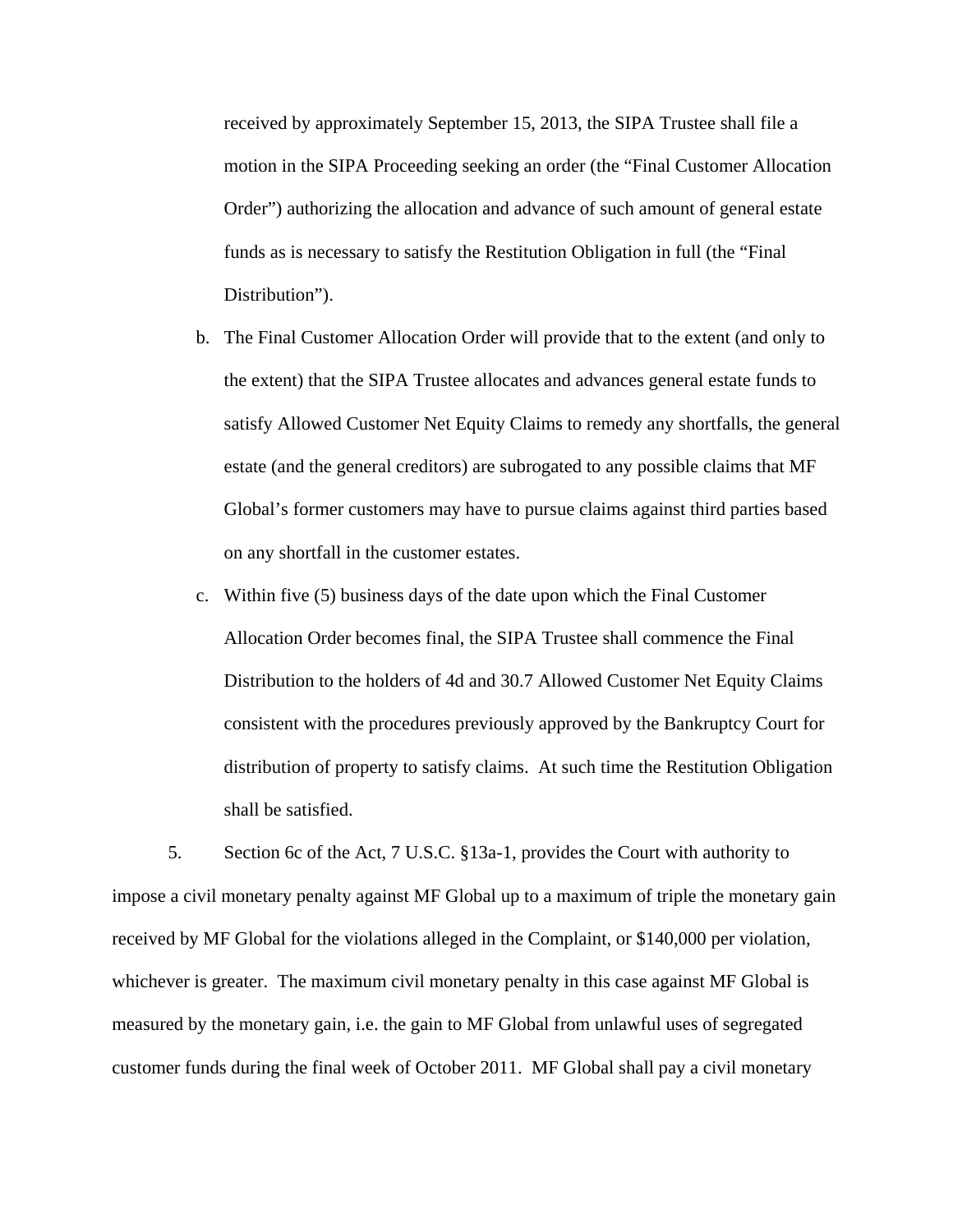received by approximately September 15, 2013, the SIPA Trustee shall file a motion in the SIPA Proceeding seeking an order (the "Final Customer Allocation Order") authorizing the allocation and advance of such amount of general estate funds as is necessary to satisfy the Restitution Obligation in full (the "Final Distribution").

b. The Final Customer Allocation Order will provide that to the extent (and only to the extent) that the SIPA Trustee allocates and advances general estate funds to satisfy Allowed Customer Net Equity Claims to remedy any shortfalls, the general estate (and the general creditors) are subrogated to any possible claims that MF Global's former customers may have to pursue claims against third parties based on any shortfall in the customer estates.

c. Within five (5) business days of the date upon which the Final Customer Allocation Order becomes final, the SIPA Trustee shall commence the Final Distribution to the holders of 4d and 30.7 Allowed Customer Net Equity Claims consistent with the procedures previously approved by the Bankruptcy Court for distribution of property to satisfy claims. At such time the Restitution Obligation shall be satisfied.

5. Section 6c of the Act, 7 U.S.C. §13a-1, provides the Court with authority to impose a civil monetary penalty against MF Global up to a maximum of triple the monetary gain received by MF Global for the violations alleged in the Complaint, or $140,000 per violation, whichever is greater. The maximum civil monetary penalty in this case against MF Global is measured by the monetary gain, i.e. the gain to MF Global from unlawful uses of segregated customer funds during the final week of October 2011. MF Global shall pay a civil monetary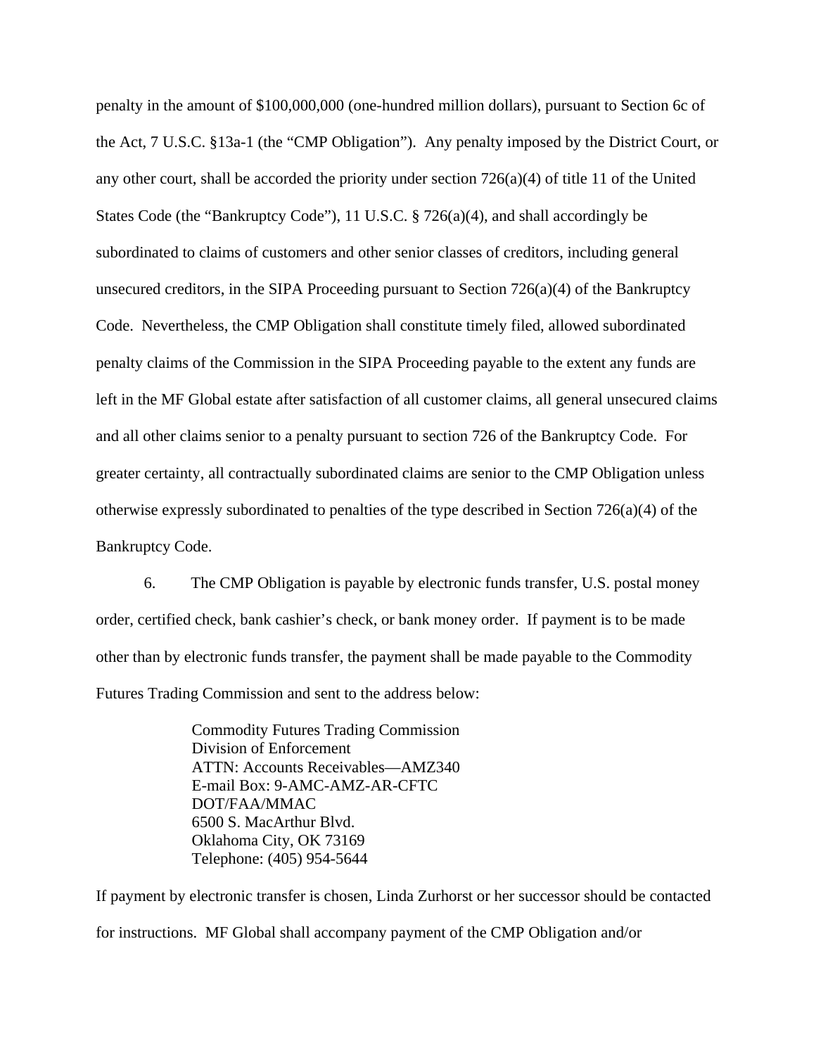penalty in the amount of $100,000,000 (one-hundred million dollars), pursuant to Section 6c of the Act, 7 U.S.C. §13a-1 (the "CMP Obligation"). Any penalty imposed by the District Court, or any other court, shall be accorded the priority under section 726(a)(4) of title 11 of the United States Code (the "Bankruptcy Code"), 11 U.S.C. § 726(a)(4), and shall accordingly be subordinated to claims of customers and other senior classes of creditors, including general unsecured creditors, in the SIPA Proceeding pursuant to Section 726(a)(4) of the Bankruptcy Code. Nevertheless, the CMP Obligation shall constitute timely filed, allowed subordinated penalty claims of the Commission in the SIPA Proceeding payable to the extent any funds are left in the MF Global estate after satisfaction of all customer claims, all general unsecured claims and all other claims senior to a penalty pursuant to section 726 of the Bankruptcy Code. For greater certainty, all contractually subordinated claims are senior to the CMP Obligation unless otherwise expressly subordinated to penalties of the type described in Section 726(a)(4) of the Bankruptcy Code.

6. The CMP Obligation is payable by electronic funds transfer, U.S. postal money order, certified check, bank cashier's check, or bank money order. If payment is to be made other than by electronic funds transfer, the payment shall be made payable to the Commodity Futures Trading Commission and sent to the address below:

> Commodity Futures Trading Commission
> Division of Enforcement
> ATTN: Accounts Receivables—AMZ340
> E-mail Box: 9-AMC-AMZ-AR-CFTC
> DOT/FAA/MMAC
> 6500 S. MacArthur Blvd.
> Oklahoma City, OK 73169
> Telephone: (405) 954-5644

If payment by electronic transfer is chosen, Linda Zurhorst or her successor should be contacted for instructions. MF Global shall accompany payment of the CMP Obligation and/or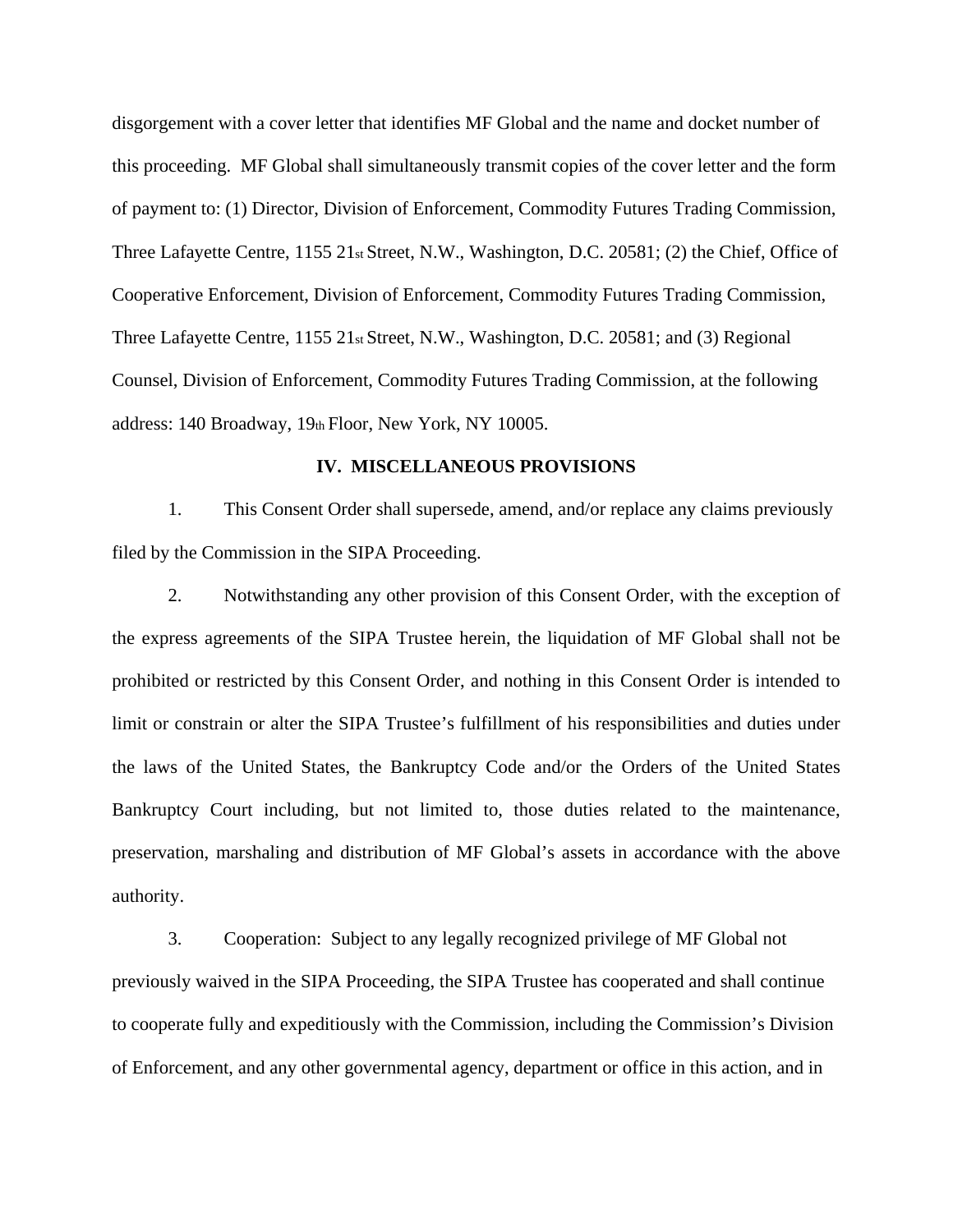disgorgement with a cover letter that identifies MF Global and the name and docket number of this proceeding. MF Global shall simultaneously transmit copies of the cover letter and the form of payment to: (1) Director, Division of Enforcement, Commodity Futures Trading Commission, Three Lafayette Centre, 1155 21st Street, N.W., Washington, D.C. 20581; (2) the Chief, Office of Cooperative Enforcement, Division of Enforcement, Commodity Futures Trading Commission, Three Lafayette Centre, 1155 21st Street, N.W., Washington, D.C. 20581; and (3) Regional Counsel, Division of Enforcement, Commodity Futures Trading Commission, at the following address: 140 Broadway, 19th Floor, New York, NY 10005.

## IV. MISCELLANEOUS PROVISIONS

1. This Consent Order shall supersede, amend, and/or replace any claims previously filed by the Commission in the SIPA Proceeding.

2. Notwithstanding any other provision of this Consent Order, with the exception of the express agreements of the SIPA Trustee herein, the liquidation of MF Global shall not be prohibited or restricted by this Consent Order, and nothing in this Consent Order is intended to limit or constrain or alter the SIPA Trustee's fulfillment of his responsibilities and duties under the laws of the United States, the Bankruptcy Code and/or the Orders of the United States Bankruptcy Court including, but not limited to, those duties related to the maintenance, preservation, marshaling and distribution of MF Global's assets in accordance with the above authority.

3. Cooperation: Subject to any legally recognized privilege of MF Global not previously waived in the SIPA Proceeding, the SIPA Trustee has cooperated and shall continue to cooperate fully and expeditiously with the Commission, including the Commission's Division of Enforcement, and any other governmental agency, department or office in this action, and in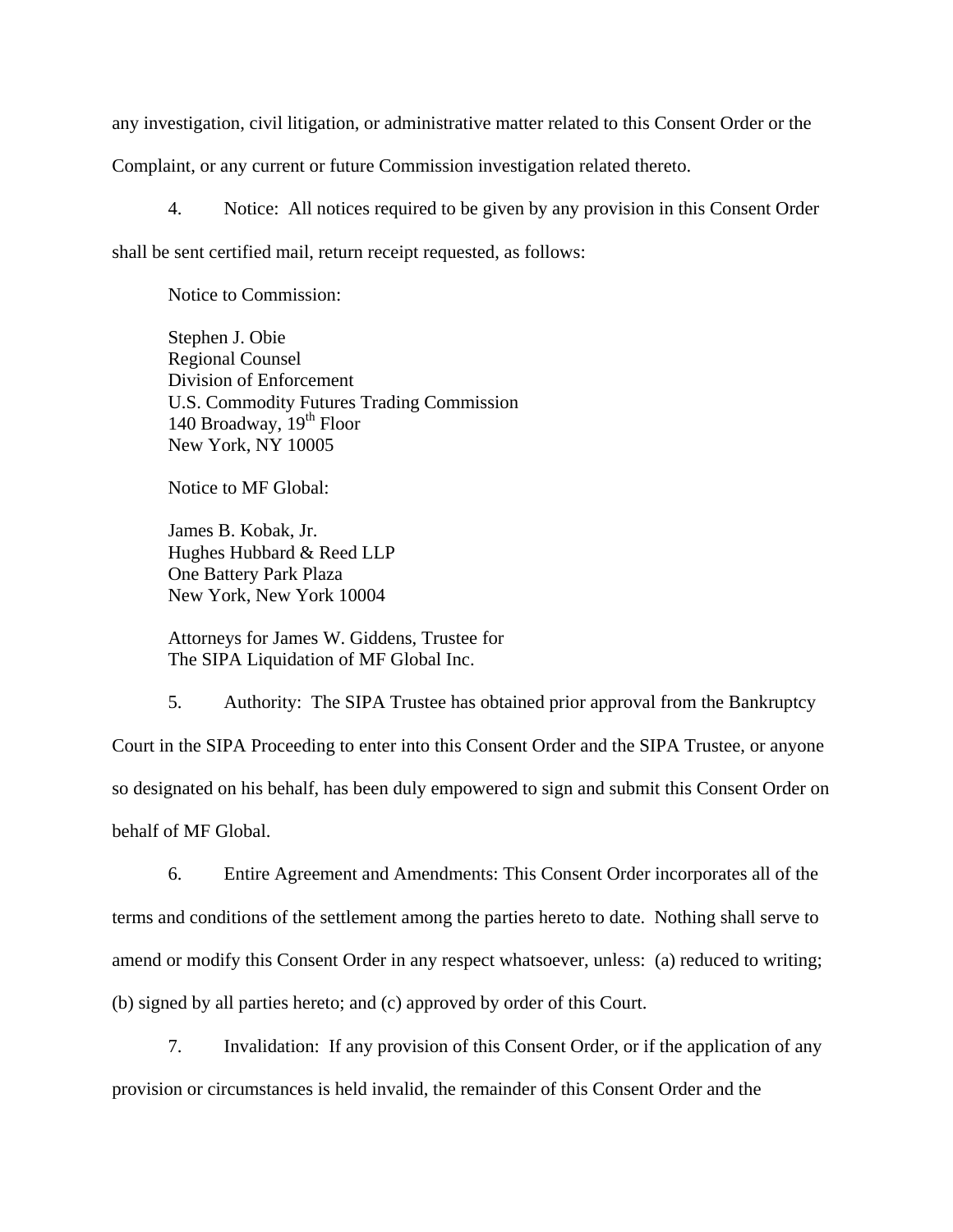any investigation, civil litigation, or administrative matter related to this Consent Order or the Complaint, or any current or future Commission investigation related thereto.

4. Notice: All notices required to be given by any provision in this Consent Order shall be sent certified mail, return receipt requested, as follows:

Notice to Commission:

Stephen J. Obie
Regional Counsel
Division of Enforcement
U.S. Commodity Futures Trading Commission
140 Broadway, 19th Floor
New York, NY 10005

Notice to MF Global:

James B. Kobak, Jr.
Hughes Hubbard & Reed LLP
One Battery Park Plaza
New York, New York 10004

Attorneys for James W. Giddens, Trustee for
The SIPA Liquidation of MF Global Inc.

5. Authority: The SIPA Trustee has obtained prior approval from the Bankruptcy Court in the SIPA Proceeding to enter into this Consent Order and the SIPA Trustee, or anyone so designated on his behalf, has been duly empowered to sign and submit this Consent Order on behalf of MF Global.

6. Entire Agreement and Amendments: This Consent Order incorporates all of the terms and conditions of the settlement among the parties hereto to date. Nothing shall serve to amend or modify this Consent Order in any respect whatsoever, unless: (a) reduced to writing; (b) signed by all parties hereto; and (c) approved by order of this Court.

7. Invalidation: If any provision of this Consent Order, or if the application of any provision or circumstances is held invalid, the remainder of this Consent Order and the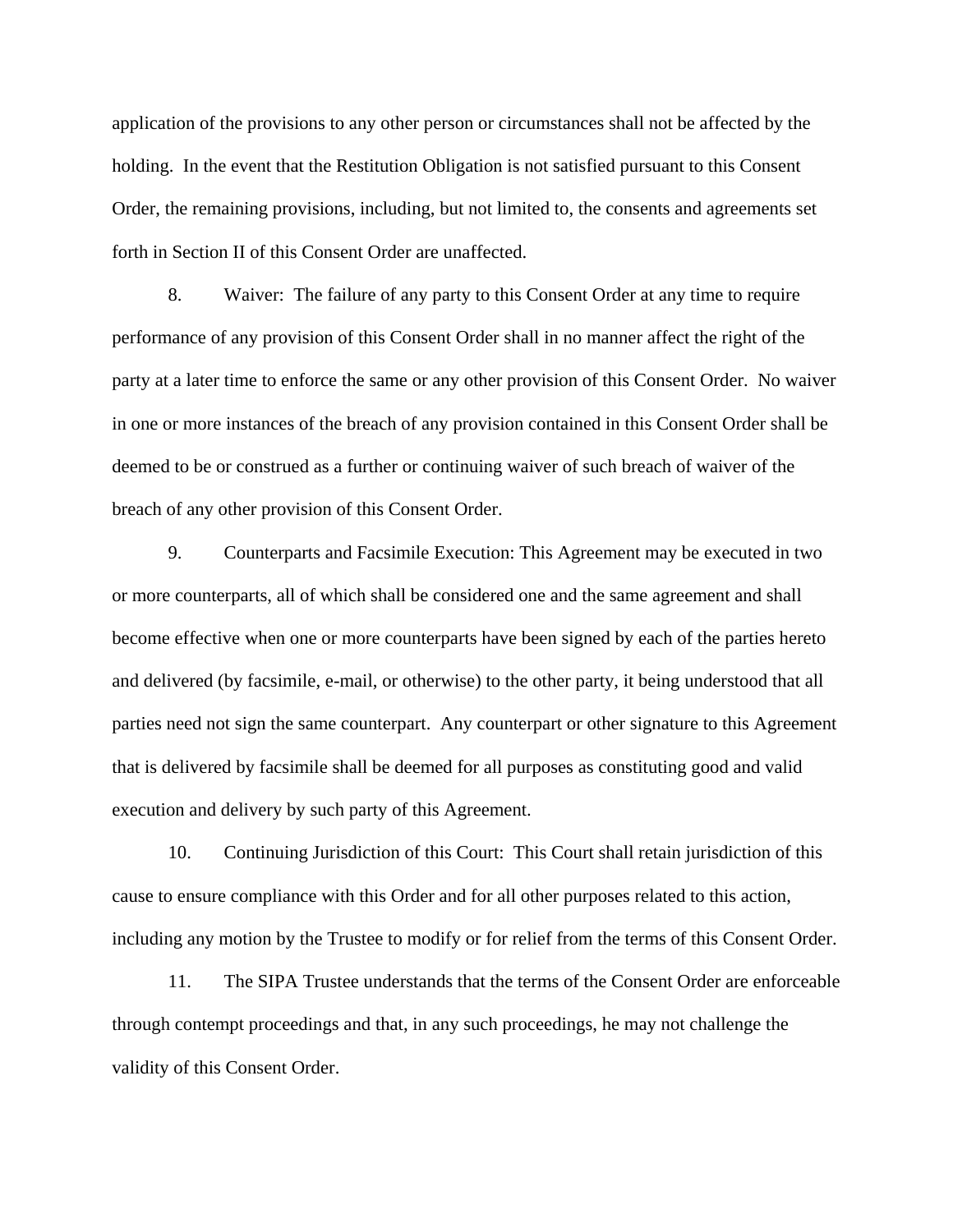application of the provisions to any other person or circumstances shall not be affected by the holding. In the event that the Restitution Obligation is not satisfied pursuant to this Consent Order, the remaining provisions, including, but not limited to, the consents and agreements set forth in Section II of this Consent Order are unaffected.

8. Waiver: The failure of any party to this Consent Order at any time to require performance of any provision of this Consent Order shall in no manner affect the right of the party at a later time to enforce the same or any other provision of this Consent Order. No waiver in one or more instances of the breach of any provision contained in this Consent Order shall be deemed to be or construed as a further or continuing waiver of such breach of waiver of the breach of any other provision of this Consent Order.

9. Counterparts and Facsimile Execution: This Agreement may be executed in two or more counterparts, all of which shall be considered one and the same agreement and shall become effective when one or more counterparts have been signed by each of the parties hereto and delivered (by facsimile, e-mail, or otherwise) to the other party, it being understood that all parties need not sign the same counterpart. Any counterpart or other signature to this Agreement that is delivered by facsimile shall be deemed for all purposes as constituting good and valid execution and delivery by such party of this Agreement.

10. Continuing Jurisdiction of this Court: This Court shall retain jurisdiction of this cause to ensure compliance with this Order and for all other purposes related to this action, including any motion by the Trustee to modify or for relief from the terms of this Consent Order.

11. The SIPA Trustee understands that the terms of the Consent Order are enforceable through contempt proceedings and that, in any such proceedings, he may not challenge the validity of this Consent Order.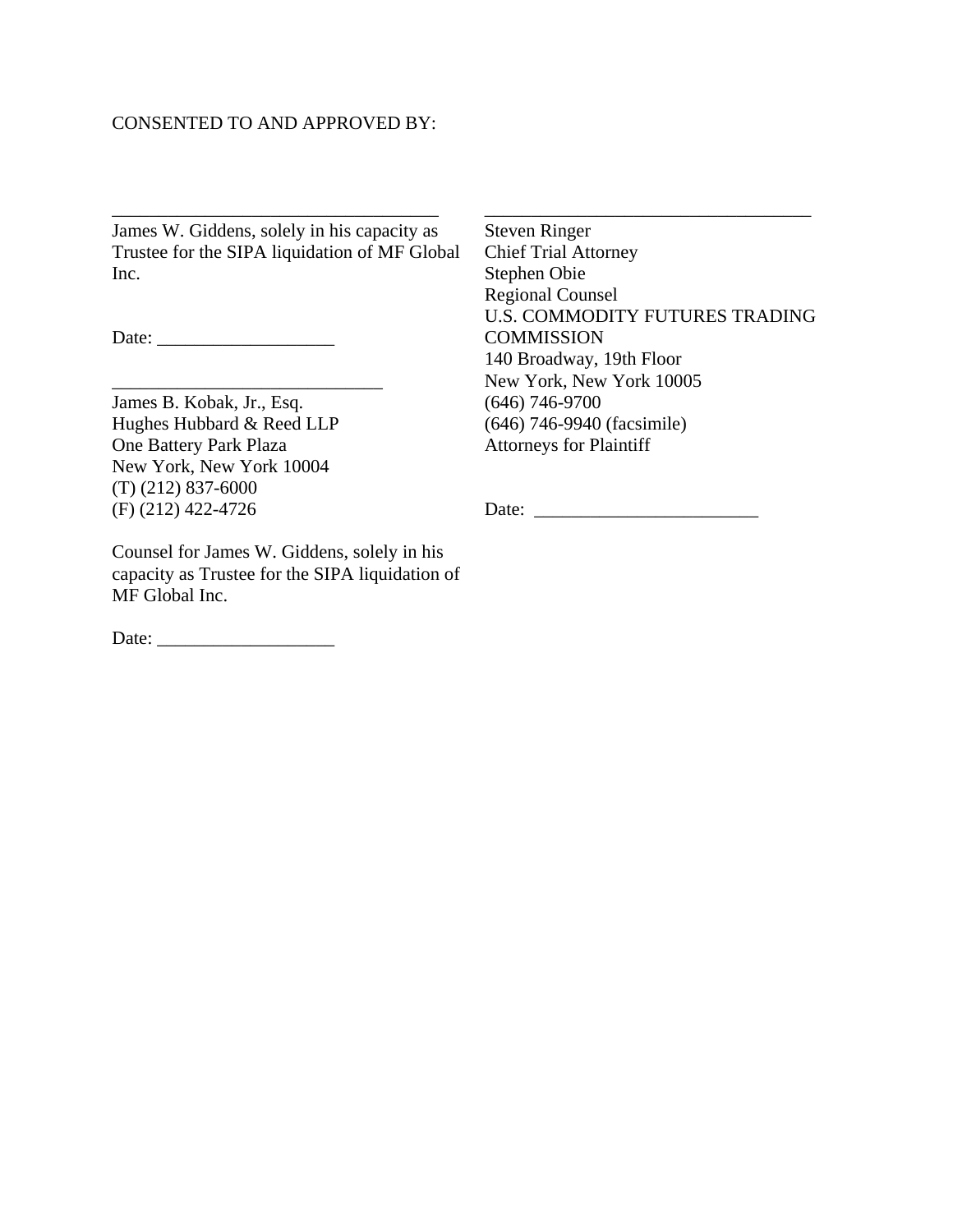CONSENTED TO AND APPROVED BY:

___________________________________
James W. Giddens, solely in his capacity as Trustee for the SIPA liquidation of MF Global Inc.

Date: ___________________

____________________________
James B. Kobak, Jr., Esq.
Hughes Hubbard & Reed LLP
One Battery Park Plaza
New York, New York 10004
(T) (212) 837-6000
(F) (212) 422-4726

Counsel for James W. Giddens, solely in his capacity as Trustee for the SIPA liquidation of MF Global Inc.

Date: ___________________

___________________________________
Steven Ringer
Chief Trial Attorney
Stephen Obie
Regional Counsel
U.S. COMMODITY FUTURES TRADING COMMISSION
140 Broadway, 19th Floor
New York, New York 10005
(646) 746-9700
(646) 746-9940 (facsimile)
Attorneys for Plaintiff

Date: ________________________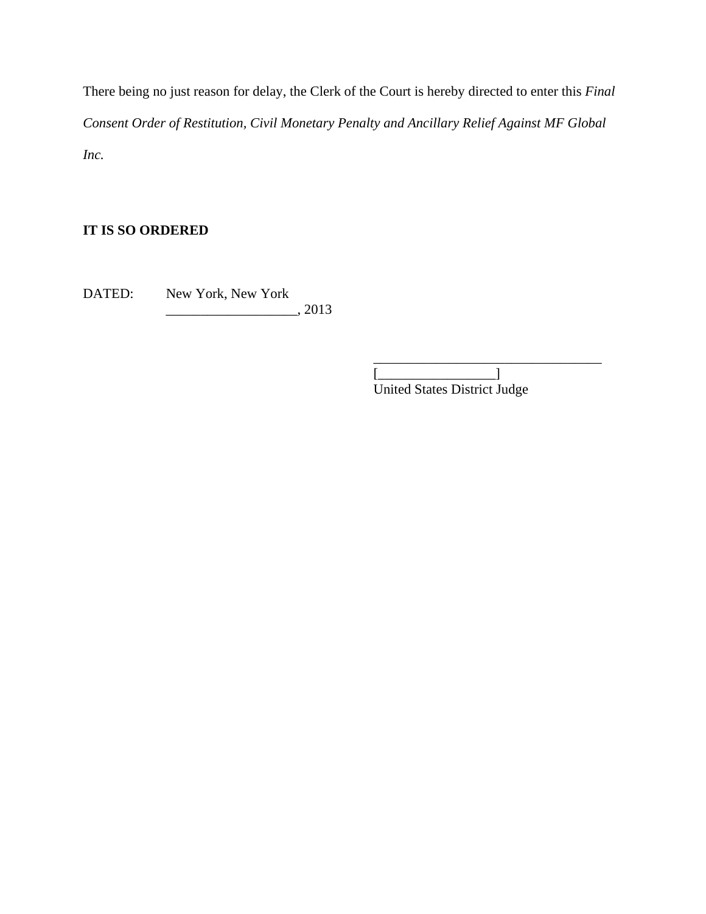There being no just reason for delay, the Clerk of the Court is hereby directed to enter this *Final Consent Order of Restitution, Civil Monetary Penalty and Ancillary Relief Against MF Global Inc.*

**IT IS SO ORDERED**

DATED: New York, New York
___________________, 2013

__________________________________
[_________________]
United States District Judge